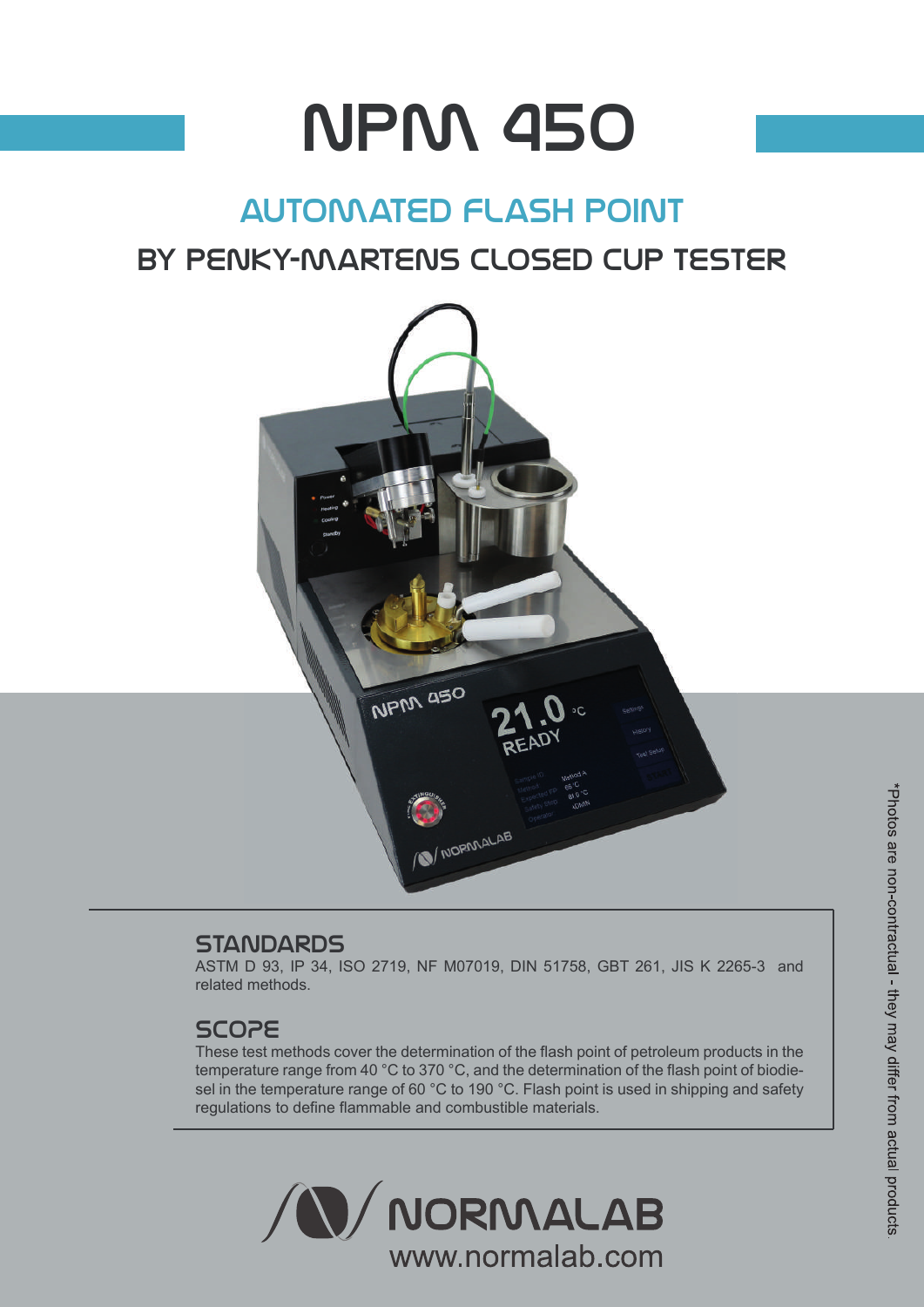# NPM 450

## AUTOMATED FLASH POINT

## BY PENKY-MARTENS CLOSED CUP TESTER

### STANDARDS

ASTM D 93, IP 34, ISO 2719, NF M07019, DIN 51758, GBT 261, JIS K 2265-3 and related methods.

### SCOPE

These test methods cover the determination of the flash point of petroleum products in the temperature range from 40 °C to 370 °C, and the determination of the flash point of biodiesel in the temperature range of 60 °C to 190 °C. Flash point is used in shipping and safety regulations to define flammable and combustible materials.

NORMALAB

www.normalab.com

*Photos are non-contractual - they may differ from actual products.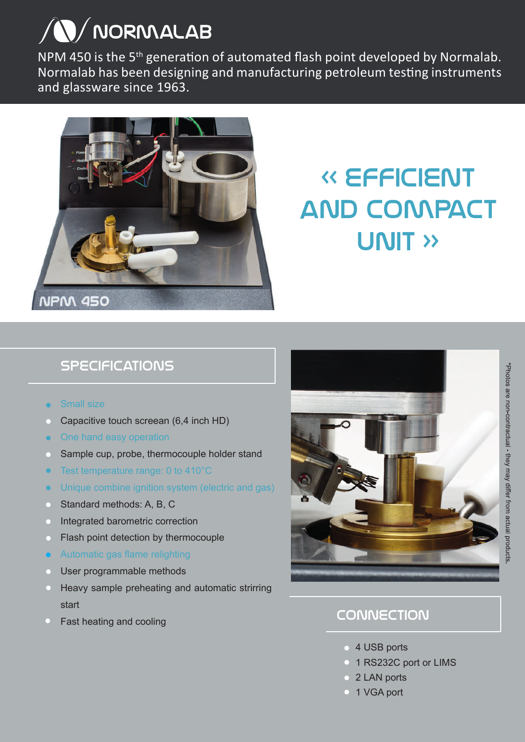# NORMALAB

NPM 450 is the 5th generation of automated flash point developed by Normalab. Normalab has been designing and manufacturing petroleum testing instruments and glassware since 1963.

NPM 450

## « EFFICIENT AND COMPACT UNIT »

## SPECIFICATIONS

- Small size
- Capacitive touch screean (6,4 inch HD)
- One hand easy operation
- Sample cup, probe, thermocouple holder stand
- Test temperature range: 0 to 410°C
- Unique combine ignition system (electric and gas)
- Standard methods: A, B, C
- Integrated barometric correction
- Flash point detection by thermocouple
- Automatic gas flame relighting
- User programmable methods
- Heavy sample preheating and automatic strirring start
- Fast heating and cooling

*Photos are non-contractual - they may differ from actual products.

## CONNECTION

- 4 USB ports
- 1 RS232C port or LIMS
- 2 LAN ports
- 1 VGA port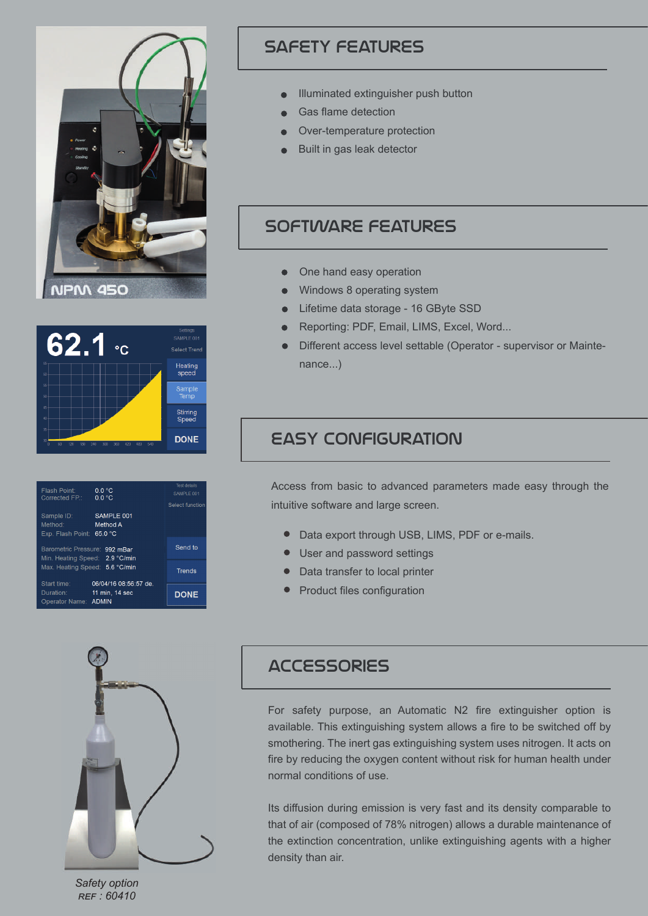## SAFETY FEATURES

- Illuminated extinguisher push button
- Gas flame detection
- Over-temperature protection
- Built in gas leak detector

## SOFTWARE FEATURES

- One hand easy operation
- Windows 8 operating system
- Lifetime data storage - 16 GByte SSD
- Reporting: PDF, Email, LIMS, Excel, Word...
- Different access level settable (Operator - supervisor or Maintenance...)

## EASY CONFIGURATION

Access from basic to advanced parameters made easy through the intuitive software and large screen.

- Data export through USB, LIMS, PDF or e-mails.
- User and password settings
- Data transfer to local printer
- Product files configuration

## ACCESSORIES

For safety purpose, an Automatic N2 fire extinguisher option is available. This extinguishing system allows a fire to be switched off by smothering. The inert gas extinguishing system uses nitrogen. It acts on fire by reducing the oxygen content without risk for human health under normal conditions of use.

Its diffusion during emission is very fast and its density comparable to that of air (composed of 78% nitrogen) allows a durable maintenance of the extinction concentration, unlike extinguishing agents with a higher density than air.

*Safety option*
*REF : 60410*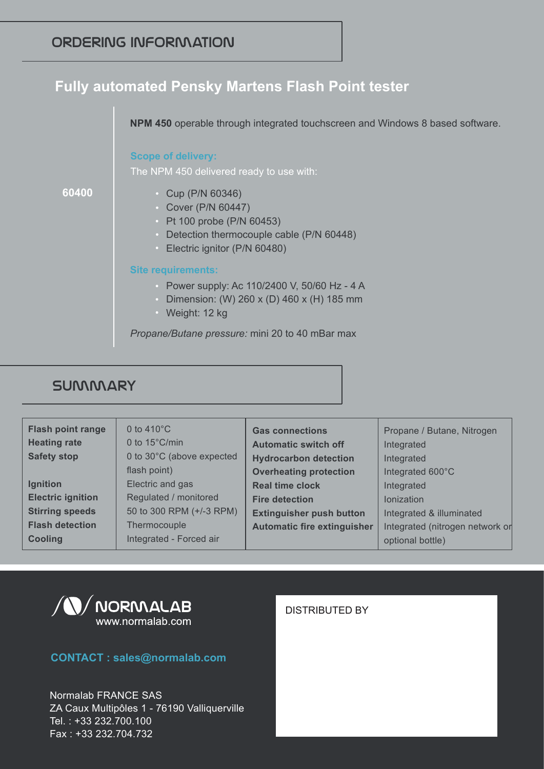## ORDERING INFORMATION

### Fully automated Pensky Martens Flash Point tester

| | |
|---|---|
| **60400** | **NPM 450** operable through integrated touchscreen and Windows 8 based software.<br><br>**Scope of delivery:**<br>The NPM 450 delivered ready to use with:<br>• Cup (P/N 60346)<br>• Cover (P/N 60447)<br>• Pt 100 probe (P/N 60453)<br>• Detection thermocouple cable (P/N 60448)<br>• Electric ignitor (P/N 60480)<br><br>**Site requirements:**<br>• Power supply: Ac 110/2400 V, 50/60 Hz - 4 A<br>• Dimension: (W) 260 x (D) 460 x (H) 185 mm<br>• Weight: 12 kg<br><br>*Propane/Butane pressure:* mini 20 to 40 mBar max |

## SUMMARY

| | | | |
|---|---|---|---|
| **Flash point range** | 0 to 410°C | **Gas connections** | Propane / Butane, Nitrogen |
| **Heating rate** | 0 to 15°C/min | **Automatic switch off** | Integrated |
| **Safety stop** | 0 to 30°C (above expected flash point) | **Hydrocarbon detection** | Integrated |
| **Ignition** | Electric and gas | **Overheating protection** | Integrated 600°C |
| **Electric ignition** | Regulated / monitored | **Real time clock** | Integrated |
| **Stirring speeds** | 50 to 300 RPM (+/-3 RPM) | **Fire detection** | Ionization |
| **Flash detection** | Thermocouple | **Extinguisher push button** | Integrated & illuminated |
| **Cooling** | Integrated - Forced air | **Automatic fire extinguisher** | Integrated (nitrogen network or optional bottle) |

NORMALAB
www.normalab.com

**CONTACT : sales@normalab.com**

Normalab FRANCE SAS
ZA Caux Multipôles 1 - 76190 Valliquerville
Tel. : +33 232.700.100
Fax : +33 232.704.732

DISTRIBUTED BY